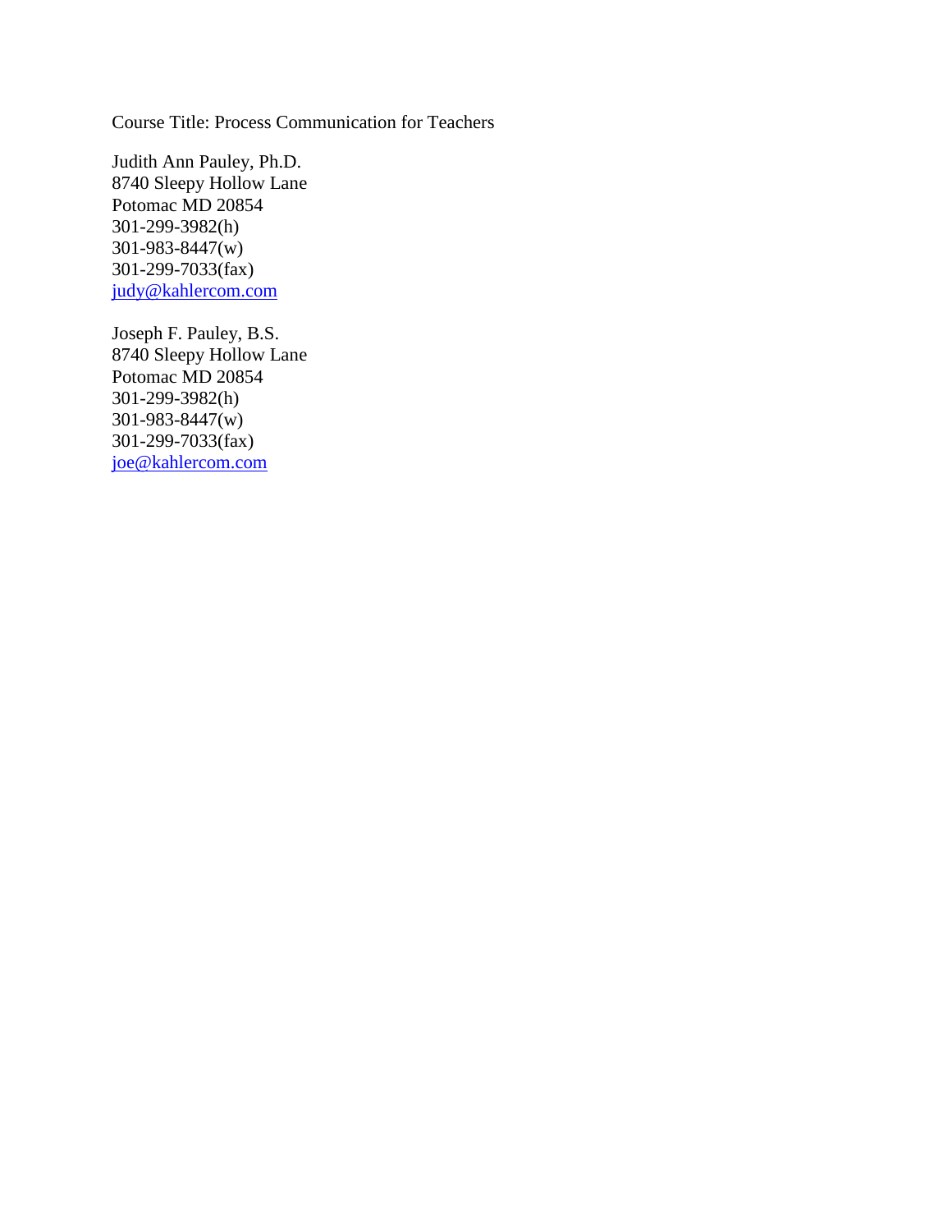Course Title: Process Communication for Teachers

Judith Ann Pauley, Ph.D.
8740 Sleepy Hollow Lane
Potomac MD 20854
301-299-3982(h)
301-983-8447(w)
301-299-7033(fax)
judy@kahlercom.com

Joseph F. Pauley, B.S.
8740 Sleepy Hollow Lane
Potomac MD 20854
301-299-3982(h)
301-983-8447(w)
301-299-7033(fax)
joe@kahlercom.com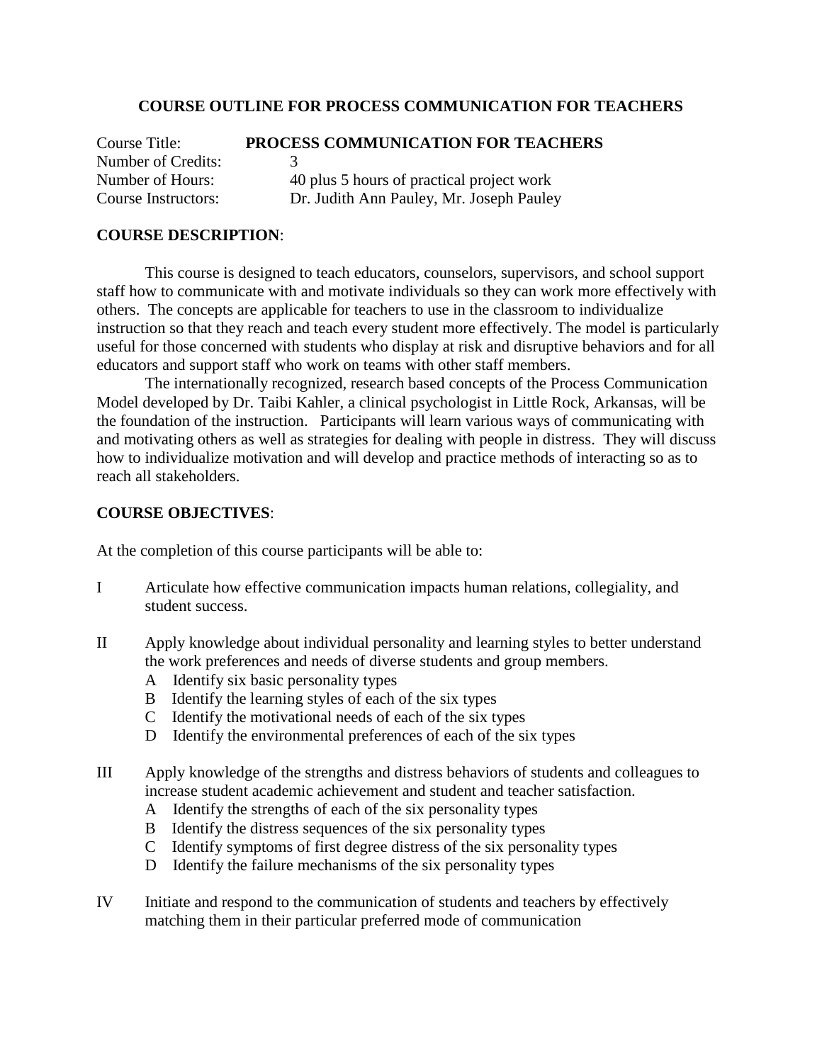## COURSE OUTLINE FOR PROCESS COMMUNICATION FOR TEACHERS

| | |
|---|---|
| Course Title: | **PROCESS COMMUNICATION FOR TEACHERS** |
| Number of Credits: | 3 |
| Number of Hours: | 40 plus 5 hours of practical project work |
| Course Instructors: | Dr. Judith Ann Pauley, Mr. Joseph Pauley |

**COURSE DESCRIPTION**:

This course is designed to teach educators, counselors, supervisors, and school support staff how to communicate with and motivate individuals so they can work more effectively with others. The concepts are applicable for teachers to use in the classroom to individualize instruction so that they reach and teach every student more effectively. The model is particularly useful for those concerned with students who display at risk and disruptive behaviors and for all educators and support staff who work on teams with other staff members.

The internationally recognized, research based concepts of the Process Communication Model developed by Dr. Taibi Kahler, a clinical psychologist in Little Rock, Arkansas, will be the foundation of the instruction. Participants will learn various ways of communicating with and motivating others as well as strategies for dealing with people in distress. They will discuss how to individualize motivation and will develop and practice methods of interacting so as to reach all stakeholders.

**COURSE OBJECTIVES**:

At the completion of this course participants will be able to:

I Articulate how effective communication impacts human relations, collegiality, and student success.

II Apply knowledge about individual personality and learning styles to better understand the work preferences and needs of diverse students and group members.
- A Identify six basic personality types
- B Identify the learning styles of each of the six types
- C Identify the motivational needs of each of the six types
- D Identify the environmental preferences of each of the six types

III Apply knowledge of the strengths and distress behaviors of students and colleagues to increase student academic achievement and student and teacher satisfaction.
- A Identify the strengths of each of the six personality types
- B Identify the distress sequences of the six personality types
- C Identify symptoms of first degree distress of the six personality types
- D Identify the failure mechanisms of the six personality types

IV Initiate and respond to the communication of students and teachers by effectively matching them in their particular preferred mode of communication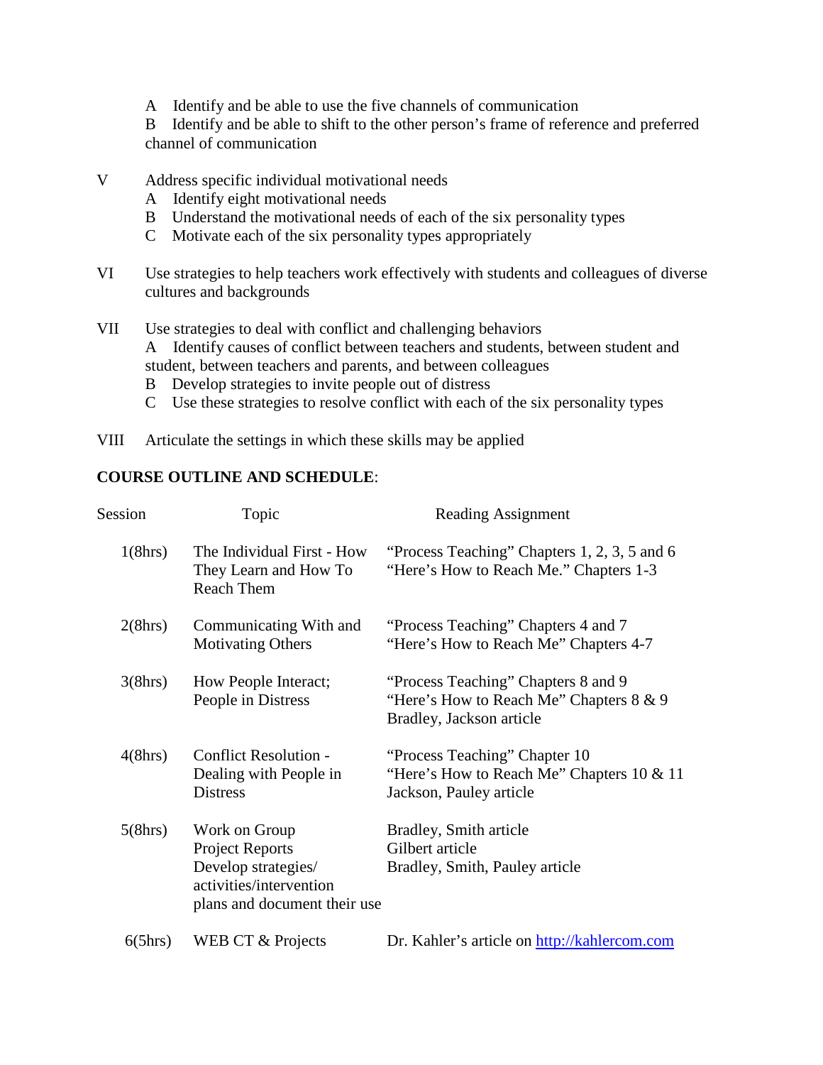A Identify and be able to use the five channels of communication

B Identify and be able to shift to the other person's frame of reference and preferred channel of communication

V Address specific individual motivational needs

A Identify eight motivational needs

B Understand the motivational needs of each of the six personality types

C Motivate each of the six personality types appropriately

VI Use strategies to help teachers work effectively with students and colleagues of diverse cultures and backgrounds

VII Use strategies to deal with conflict and challenging behaviors

A Identify causes of conflict between teachers and students, between student and student, between teachers and parents, and between colleagues

B Develop strategies to invite people out of distress

C Use these strategies to resolve conflict with each of the six personality types

VIII Articulate the settings in which these skills may be applied

**COURSE OUTLINE AND SCHEDULE**:

| Session | Topic | Reading Assignment |
|---|---|---|
| 1(8hrs) | The Individual First - How They Learn and How To Reach Them | "Process Teaching" Chapters 1, 2, 3, 5 and 6<br>"Here's How to Reach Me." Chapters 1-3 |
| 2(8hrs) | Communicating With and Motivating Others | "Process Teaching" Chapters 4 and 7<br>"Here's How to Reach Me" Chapters 4-7 |
| 3(8hrs) | How People Interact; People in Distress | "Process Teaching" Chapters 8 and 9<br>"Here's How to Reach Me" Chapters 8 & 9<br>Bradley, Jackson article |
| 4(8hrs) | Conflict Resolution - Dealing with People in Distress | "Process Teaching" Chapter 10<br>"Here's How to Reach Me" Chapters 10 & 11<br>Jackson, Pauley article |
| 5(8hrs) | Work on Group Project Reports<br>Develop strategies/ activities/intervention plans and document their use | Bradley, Smith article<br>Gilbert article<br>Bradley, Smith, Pauley article |
| 6(5hrs) | WEB CT & Projects | Dr. Kahler's article on http://kahlercom.com |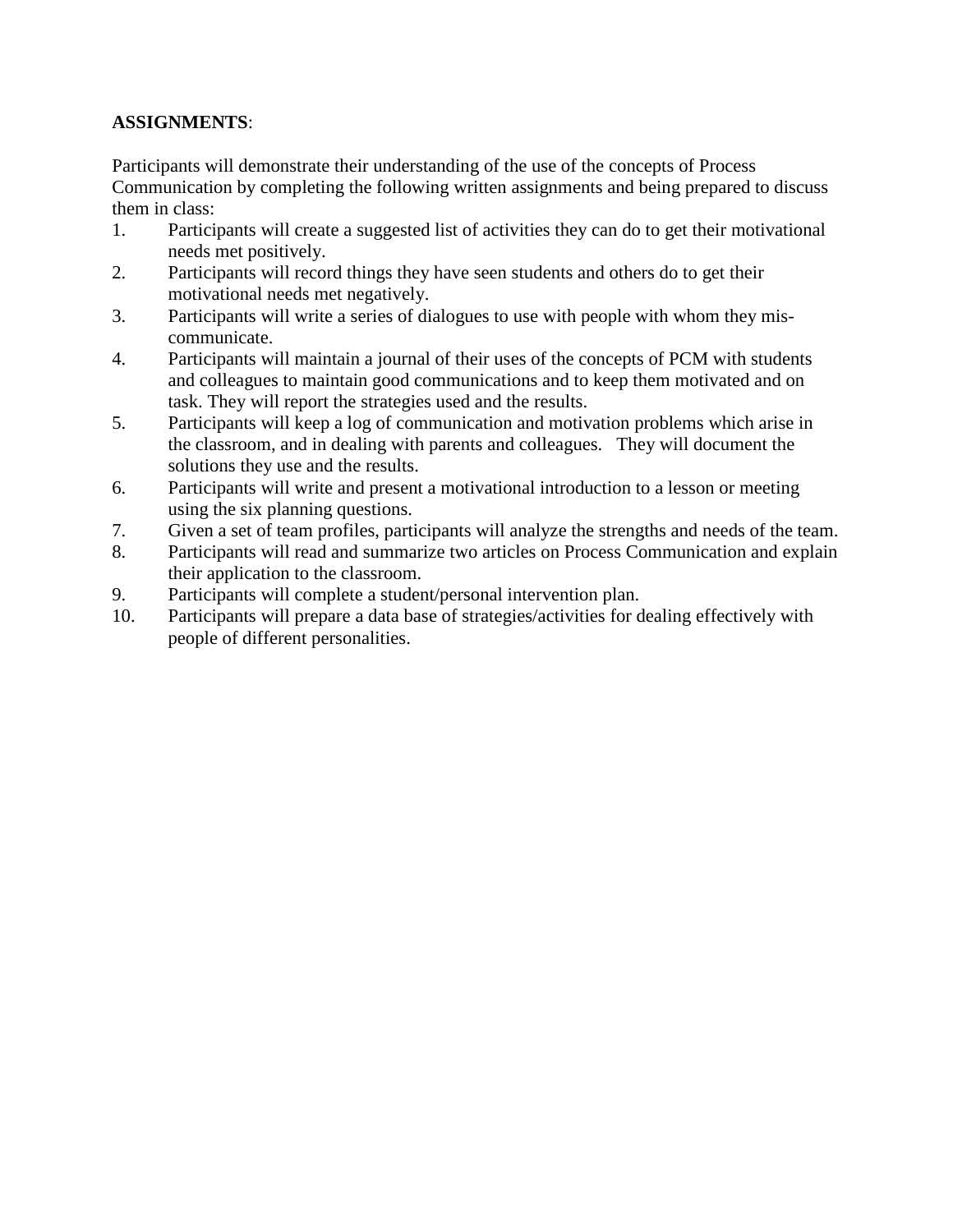**ASSIGNMENTS**:

Participants will demonstrate their understanding of the use of the concepts of Process Communication by completing the following written assignments and being prepared to discuss them in class:

1. Participants will create a suggested list of activities they can do to get their motivational needs met positively.
2. Participants will record things they have seen students and others do to get their motivational needs met negatively.
3. Participants will write a series of dialogues to use with people with whom they mis-communicate.
4. Participants will maintain a journal of their uses of the concepts of PCM with students and colleagues to maintain good communications and to keep them motivated and on task. They will report the strategies used and the results.
5. Participants will keep a log of communication and motivation problems which arise in the classroom, and in dealing with parents and colleagues. They will document the solutions they use and the results.
6. Participants will write and present a motivational introduction to a lesson or meeting using the six planning questions.
7. Given a set of team profiles, participants will analyze the strengths and needs of the team.
8. Participants will read and summarize two articles on Process Communication and explain their application to the classroom.
9. Participants will complete a student/personal intervention plan.
10. Participants will prepare a data base of strategies/activities for dealing effectively with people of different personalities.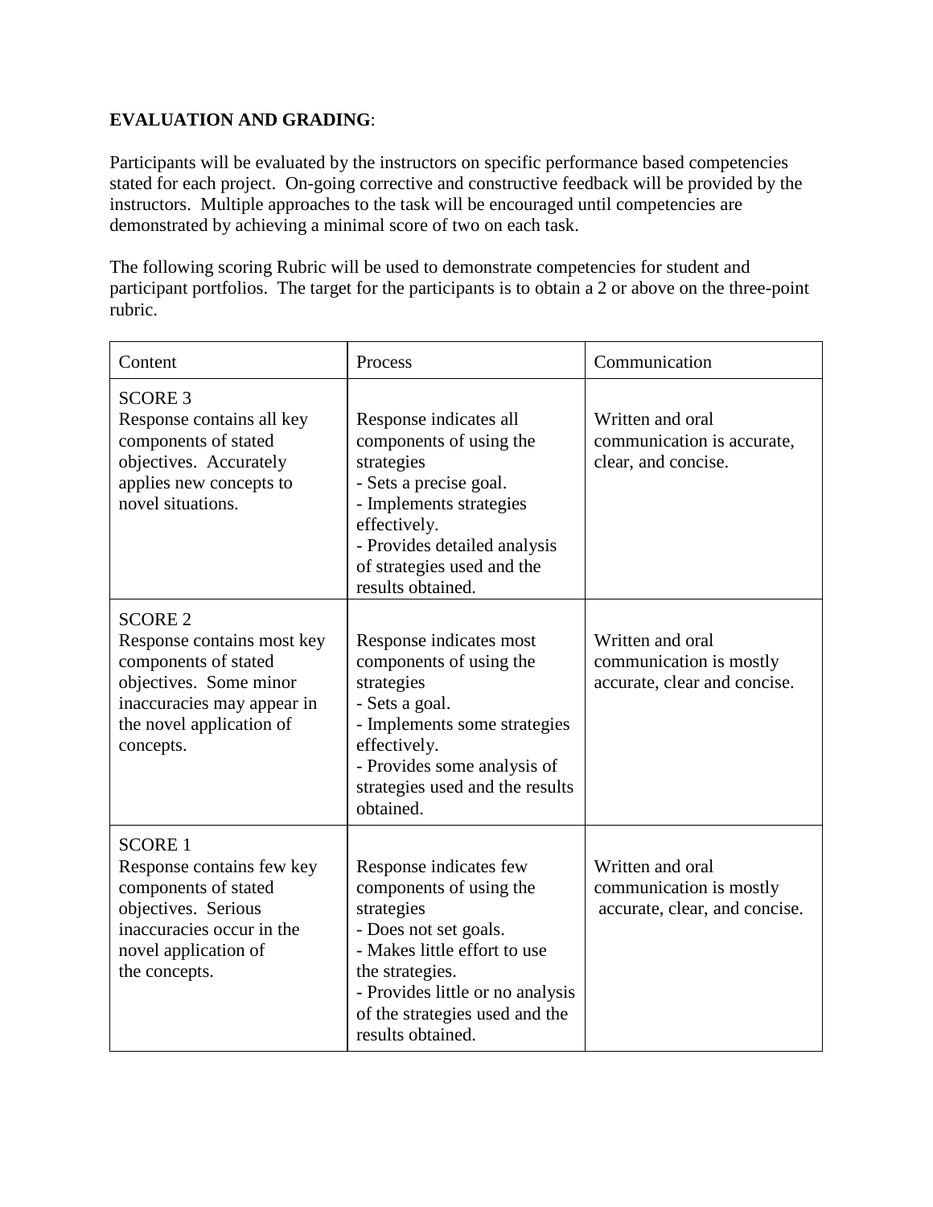**EVALUATION AND GRADING**:

Participants will be evaluated by the instructors on specific performance based competencies stated for each project. On-going corrective and constructive feedback will be provided by the instructors. Multiple approaches to the task will be encouraged until competencies are demonstrated by achieving a minimal score of two on each task.

The following scoring Rubric will be used to demonstrate competencies for student and participant portfolios. The target for the participants is to obtain a 2 or above on the three-point rubric.

| Content | Process | Communication |
|---|---|---|
| SCORE 3<br>Response contains all key components of stated objectives. Accurately applies new concepts to novel situations. | Response indicates all components of using the strategies<br>- Sets a precise goal.<br>- Implements strategies effectively.<br>- Provides detailed analysis of strategies used and the results obtained. | Written and oral communication is accurate, clear, and concise. |
| SCORE 2<br>Response contains most key components of stated objectives. Some minor inaccuracies may appear in the novel application of concepts. | Response indicates most components of using the strategies<br>- Sets a goal.<br>- Implements some strategies effectively.<br>- Provides some analysis of strategies used and the results obtained. | Written and oral communication is mostly accurate, clear and concise. |
| SCORE 1<br>Response contains few key components of stated objectives. Serious inaccuracies occur in the novel application of the concepts. | Response indicates few components of using the strategies<br>- Does not set goals.<br>- Makes little effort to use the strategies.<br>- Provides little or no analysis of the strategies used and the results obtained. | Written and oral communication is mostly accurate, clear, and concise. |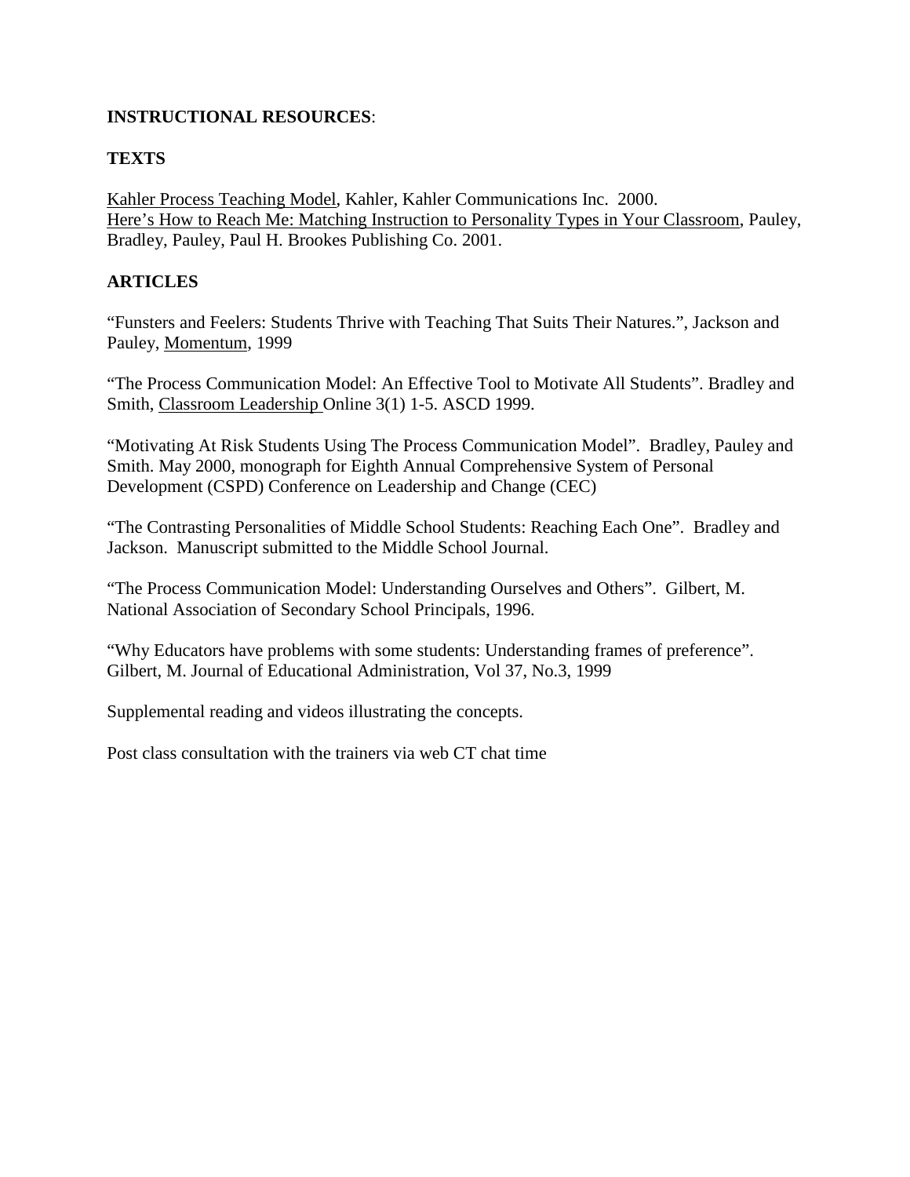**INSTRUCTIONAL RESOURCES**:

**TEXTS**

Kahler Process Teaching Model, Kahler, Kahler Communications Inc. 2000.
Here's How to Reach Me: Matching Instruction to Personality Types in Your Classroom, Pauley, Bradley, Pauley, Paul H. Brookes Publishing Co. 2001.

**ARTICLES**

"Funsters and Feelers: Students Thrive with Teaching That Suits Their Natures.", Jackson and Pauley, Momentum, 1999

"The Process Communication Model: An Effective Tool to Motivate All Students". Bradley and Smith, Classroom Leadership Online 3(1) 1-5. ASCD 1999.

"Motivating At Risk Students Using The Process Communication Model". Bradley, Pauley and Smith. May 2000, monograph for Eighth Annual Comprehensive System of Personal Development (CSPD) Conference on Leadership and Change (CEC)

"The Contrasting Personalities of Middle School Students: Reaching Each One". Bradley and Jackson. Manuscript submitted to the Middle School Journal.

"The Process Communication Model: Understanding Ourselves and Others". Gilbert, M. National Association of Secondary School Principals, 1996.

"Why Educators have problems with some students: Understanding frames of preference". Gilbert, M. Journal of Educational Administration, Vol 37, No.3, 1999

Supplemental reading and videos illustrating the concepts.

Post class consultation with the trainers via web CT chat time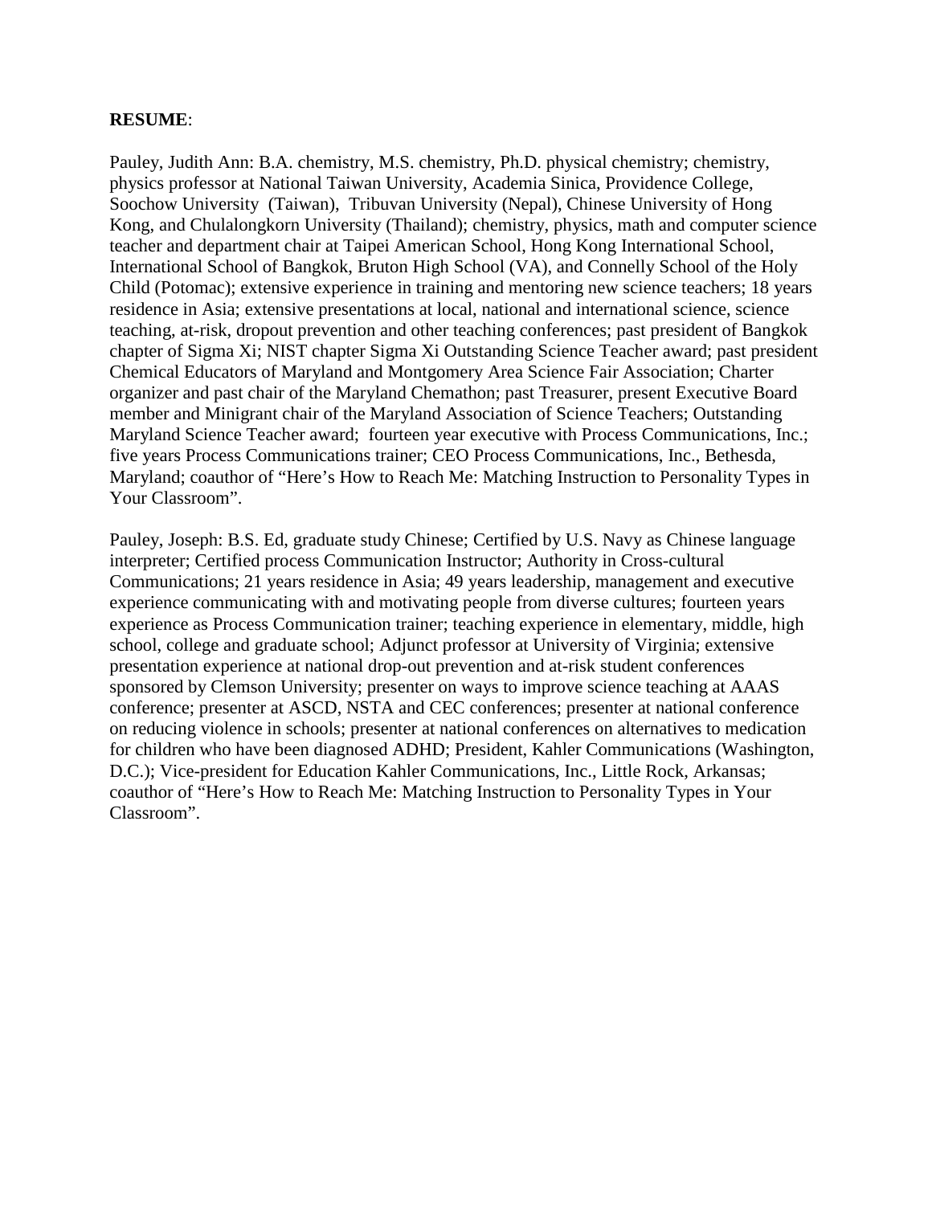**RESUME**:

Pauley, Judith Ann: B.A. chemistry, M.S. chemistry, Ph.D. physical chemistry; chemistry, physics professor at National Taiwan University, Academia Sinica, Providence College, Soochow University (Taiwan), Tribuvan University (Nepal), Chinese University of Hong Kong, and Chulalongkorn University (Thailand); chemistry, physics, math and computer science teacher and department chair at Taipei American School, Hong Kong International School, International School of Bangkok, Bruton High School (VA), and Connelly School of the Holy Child (Potomac); extensive experience in training and mentoring new science teachers; 18 years residence in Asia; extensive presentations at local, national and international science, science teaching, at-risk, dropout prevention and other teaching conferences; past president of Bangkok chapter of Sigma Xi; NIST chapter Sigma Xi Outstanding Science Teacher award; past president Chemical Educators of Maryland and Montgomery Area Science Fair Association; Charter organizer and past chair of the Maryland Chemathon; past Treasurer, present Executive Board member and Minigrant chair of the Maryland Association of Science Teachers; Outstanding Maryland Science Teacher award; fourteen year executive with Process Communications, Inc.; five years Process Communications trainer; CEO Process Communications, Inc., Bethesda, Maryland; coauthor of “Here’s How to Reach Me: Matching Instruction to Personality Types in Your Classroom”.

Pauley, Joseph: B.S. Ed, graduate study Chinese; Certified by U.S. Navy as Chinese language interpreter; Certified process Communication Instructor; Authority in Cross-cultural Communications; 21 years residence in Asia; 49 years leadership, management and executive experience communicating with and motivating people from diverse cultures; fourteen years experience as Process Communication trainer; teaching experience in elementary, middle, high school, college and graduate school; Adjunct professor at University of Virginia; extensive presentation experience at national drop-out prevention and at-risk student conferences sponsored by Clemson University; presenter on ways to improve science teaching at AAAS conference; presenter at ASCD, NSTA and CEC conferences; presenter at national conference on reducing violence in schools; presenter at national conferences on alternatives to medication for children who have been diagnosed ADHD; President, Kahler Communications (Washington, D.C.); Vice-president for Education Kahler Communications, Inc., Little Rock, Arkansas; coauthor of “Here’s How to Reach Me: Matching Instruction to Personality Types in Your Classroom”.